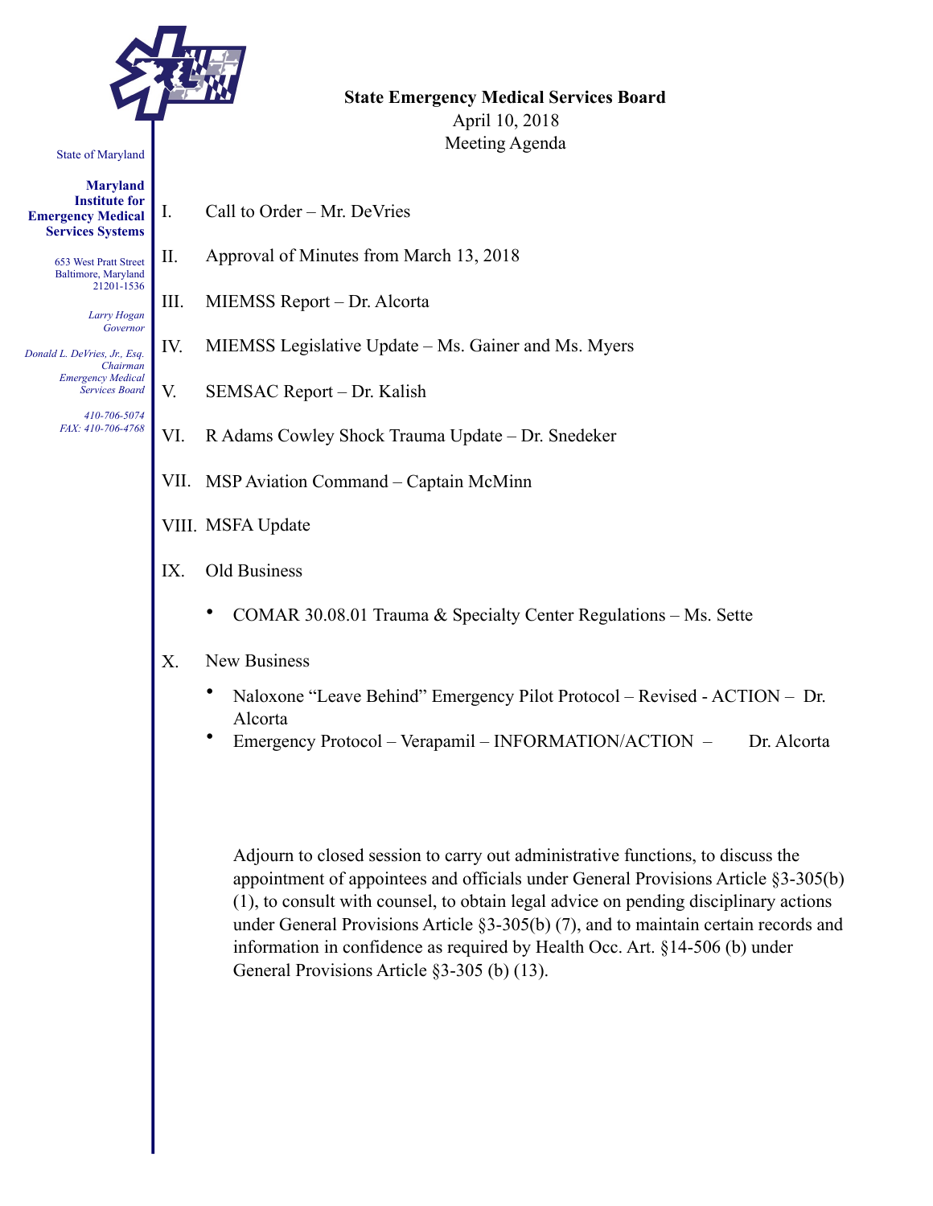State of Maryland

**Maryland Institute for Emergency Medical Services Systems**

653 West Pratt Street
Baltimore, Maryland
21201-1536

*Larry Hogan*
*Governor*

*Donald L. DeVries, Jr., Esq.*
*Chairman*
*Emergency Medical Services Board*

*410-706-5074*
*FAX: 410-706-4768*

**State Emergency Medical Services Board**
April 10, 2018
Meeting Agenda

I. Call to Order – Mr. DeVries

II. Approval of Minutes from March 13, 2018

III. MIEMSS Report – Dr. Alcorta

IV. MIEMSS Legislative Update – Ms. Gainer and Ms. Myers

V. SEMSAC Report – Dr. Kalish

VI. R Adams Cowley Shock Trauma Update – Dr. Snedeker

VII. MSP Aviation Command – Captain McMinn

VIII. MSFA Update

IX. Old Business

- COMAR 30.08.01 Trauma & Specialty Center Regulations – Ms. Sette

X. New Business

- Naloxone "Leave Behind" Emergency Pilot Protocol – Revised - ACTION – Dr. Alcorta
- Emergency Protocol – Verapamil – INFORMATION/ACTION – Dr. Alcorta

Adjourn to closed session to carry out administrative functions, to discuss the appointment of appointees and officials under General Provisions Article §3-305(b)(1), to consult with counsel, to obtain legal advice on pending disciplinary actions under General Provisions Article §3-305(b) (7), and to maintain certain records and information in confidence as required by Health Occ. Art. §14-506 (b) under General Provisions Article §3-305 (b) (13).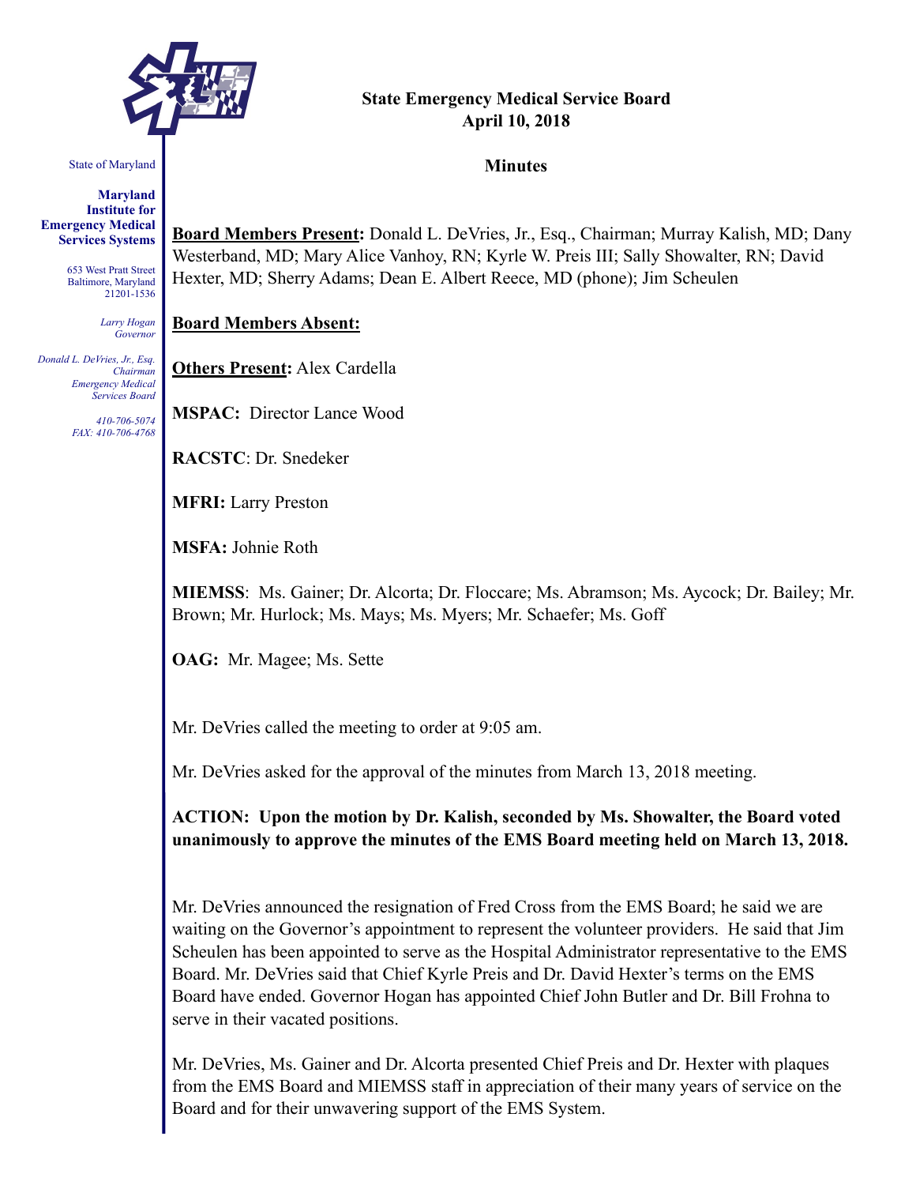State of Maryland

**Maryland Institute for Emergency Medical Services Systems**

653 West Pratt Street
Baltimore, Maryland
21201-1536

*Larry Hogan*
*Governor*

*Donald L. DeVries, Jr., Esq.*
*Chairman*
*Emergency Medical Services Board*

*410-706-5074*
*FAX: 410-706-4768*

**State Emergency Medical Service Board**
**April 10, 2018**

**Minutes**

**Board Members Present:** Donald L. DeVries, Jr., Esq., Chairman; Murray Kalish, MD; Dany Westerband, MD; Mary Alice Vanhoy, RN; Kyrle W. Preis III; Sally Showalter, RN; David Hexter, MD; Sherry Adams; Dean E. Albert Reece, MD (phone); Jim Scheulen

**Board Members Absent:**

**Others Present:** Alex Cardella

**MSPAC:** Director Lance Wood

**RACSTC**: Dr. Snedeker

**MFRI:** Larry Preston

**MSFA:** Johnie Roth

**MIEMSS**: Ms. Gainer; Dr. Alcorta; Dr. Floccare; Ms. Abramson; Ms. Aycock; Dr. Bailey; Mr. Brown; Mr. Hurlock; Ms. Mays; Ms. Myers; Mr. Schaefer; Ms. Goff

**OAG:** Mr. Magee; Ms. Sette

Mr. DeVries called the meeting to order at 9:05 am.

Mr. DeVries asked for the approval of the minutes from March 13, 2018 meeting.

**ACTION: Upon the motion by Dr. Kalish, seconded by Ms. Showalter, the Board voted unanimously to approve the minutes of the EMS Board meeting held on March 13, 2018.**

Mr. DeVries announced the resignation of Fred Cross from the EMS Board; he said we are waiting on the Governor's appointment to represent the volunteer providers. He said that Jim Scheulen has been appointed to serve as the Hospital Administrator representative to the EMS Board. Mr. DeVries said that Chief Kyrle Preis and Dr. David Hexter's terms on the EMS Board have ended. Governor Hogan has appointed Chief John Butler and Dr. Bill Frohna to serve in their vacated positions.

Mr. DeVries, Ms. Gainer and Dr. Alcorta presented Chief Preis and Dr. Hexter with plaques from the EMS Board and MIEMSS staff in appreciation of their many years of service on the Board and for their unwavering support of the EMS System.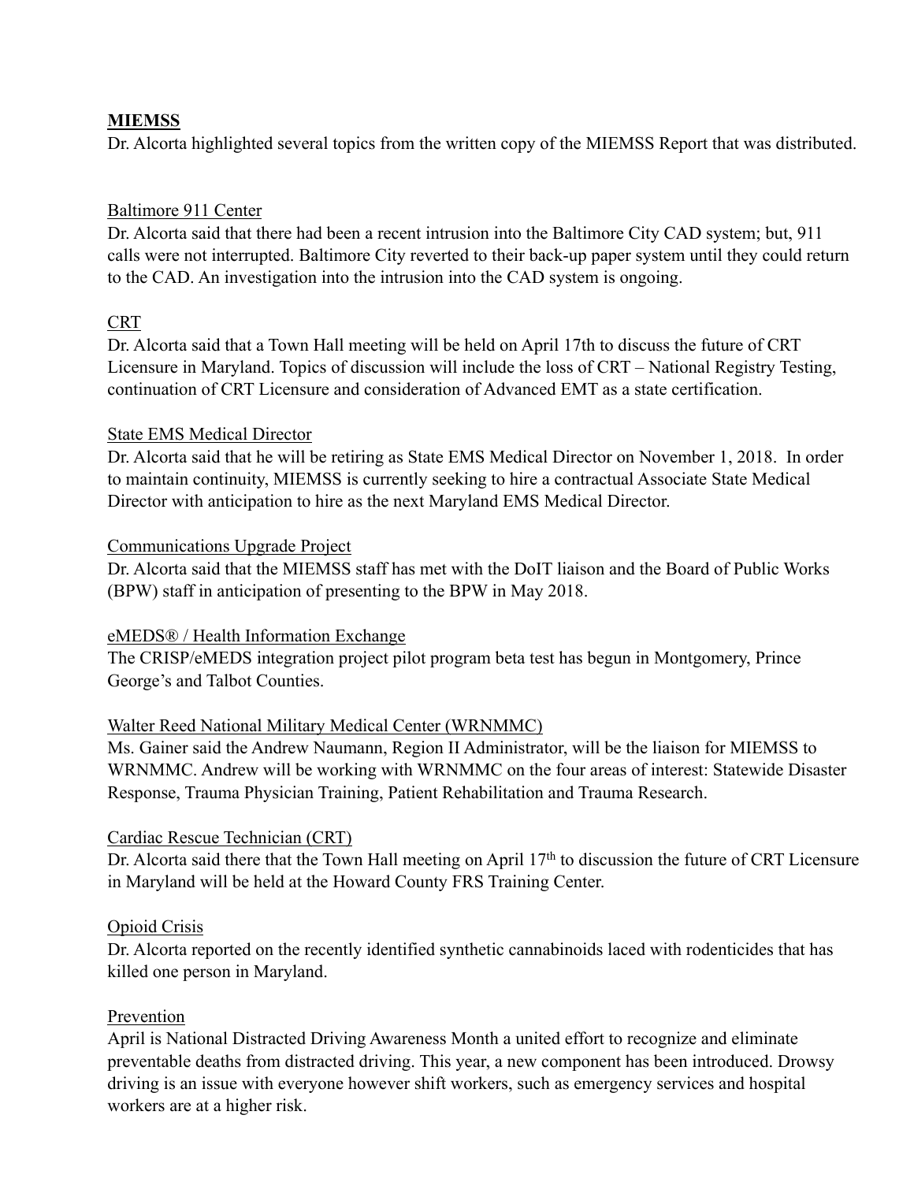**MIEMSS**

Dr. Alcorta highlighted several topics from the written copy of the MIEMSS Report that was distributed.

Baltimore 911 Center

Dr. Alcorta said that there had been a recent intrusion into the Baltimore City CAD system; but, 911 calls were not interrupted. Baltimore City reverted to their back-up paper system until they could return to the CAD. An investigation into the intrusion into the CAD system is ongoing.

CRT

Dr. Alcorta said that a Town Hall meeting will be held on April 17th to discuss the future of CRT Licensure in Maryland. Topics of discussion will include the loss of CRT – National Registry Testing, continuation of CRT Licensure and consideration of Advanced EMT as a state certification.

State EMS Medical Director

Dr. Alcorta said that he will be retiring as State EMS Medical Director on November 1, 2018. In order to maintain continuity, MIEMSS is currently seeking to hire a contractual Associate State Medical Director with anticipation to hire as the next Maryland EMS Medical Director.

Communications Upgrade Project

Dr. Alcorta said that the MIEMSS staff has met with the DoIT liaison and the Board of Public Works (BPW) staff in anticipation of presenting to the BPW in May 2018.

eMEDS® / Health Information Exchange

The CRISP/eMEDS integration project pilot program beta test has begun in Montgomery, Prince George's and Talbot Counties.

Walter Reed National Military Medical Center (WRNMMC)

Ms. Gainer said the Andrew Naumann, Region II Administrator, will be the liaison for MIEMSS to WRNMMC. Andrew will be working with WRNMMC on the four areas of interest: Statewide Disaster Response, Trauma Physician Training, Patient Rehabilitation and Trauma Research.

Cardiac Rescue Technician (CRT)

Dr. Alcorta said there that the Town Hall meeting on April 17th to discussion the future of CRT Licensure in Maryland will be held at the Howard County FRS Training Center.

Opioid Crisis

Dr. Alcorta reported on the recently identified synthetic cannabinoids laced with rodenticides that has killed one person in Maryland.

Prevention

April is National Distracted Driving Awareness Month a united effort to recognize and eliminate preventable deaths from distracted driving. This year, a new component has been introduced. Drowsy driving is an issue with everyone however shift workers, such as emergency services and hospital workers are at a higher risk.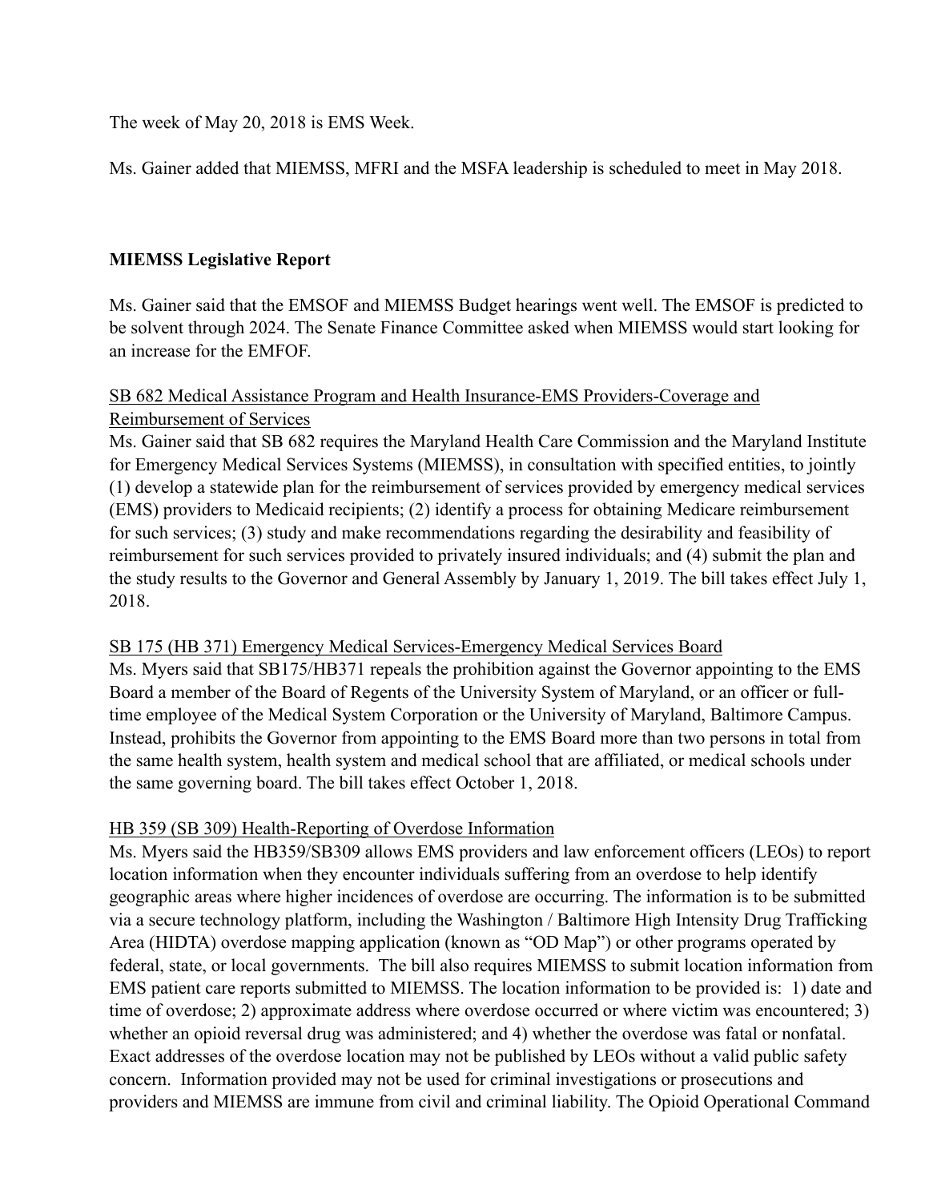The week of May 20, 2018 is EMS Week.

Ms. Gainer added that MIEMSS, MFRI and the MSFA leadership is scheduled to meet in May 2018.

**MIEMSS Legislative Report**

Ms. Gainer said that the EMSOF and MIEMSS Budget hearings went well. The EMSOF is predicted to be solvent through 2024. The Senate Finance Committee asked when MIEMSS would start looking for an increase for the EMFOF.

<u>SB 682 Medical Assistance Program and Health Insurance-EMS Providers-Coverage and Reimbursement of Services</u>

Ms. Gainer said that SB 682 requires the Maryland Health Care Commission and the Maryland Institute for Emergency Medical Services Systems (MIEMSS), in consultation with specified entities, to jointly (1) develop a statewide plan for the reimbursement of services provided by emergency medical services (EMS) providers to Medicaid recipients; (2) identify a process for obtaining Medicare reimbursement for such services; (3) study and make recommendations regarding the desirability and feasibility of reimbursement for such services provided to privately insured individuals; and (4) submit the plan and the study results to the Governor and General Assembly by January 1, 2019. The bill takes effect July 1, 2018.

<u>SB 175 (HB 371) Emergency Medical Services-Emergency Medical Services Board</u>

Ms. Myers said that SB175/HB371 repeals the prohibition against the Governor appointing to the EMS Board a member of the Board of Regents of the University System of Maryland, or an officer or full-time employee of the Medical System Corporation or the University of Maryland, Baltimore Campus. Instead, prohibits the Governor from appointing to the EMS Board more than two persons in total from the same health system, health system and medical school that are affiliated, or medical schools under the same governing board. The bill takes effect October 1, 2018.

<u>HB 359 (SB 309) Health-Reporting of Overdose Information</u>

Ms. Myers said the HB359/SB309 allows EMS providers and law enforcement officers (LEOs) to report location information when they encounter individuals suffering from an overdose to help identify geographic areas where higher incidences of overdose are occurring. The information is to be submitted via a secure technology platform, including the Washington / Baltimore High Intensity Drug Trafficking Area (HIDTA) overdose mapping application (known as "OD Map") or other programs operated by federal, state, or local governments. The bill also requires MIEMSS to submit location information from EMS patient care reports submitted to MIEMSS. The location information to be provided is: 1) date and time of overdose; 2) approximate address where overdose occurred or where victim was encountered; 3) whether an opioid reversal drug was administered; and 4) whether the overdose was fatal or nonfatal. Exact addresses of the overdose location may not be published by LEOs without a valid public safety concern. Information provided may not be used for criminal investigations or prosecutions and providers and MIEMSS are immune from civil and criminal liability. The Opioid Operational Command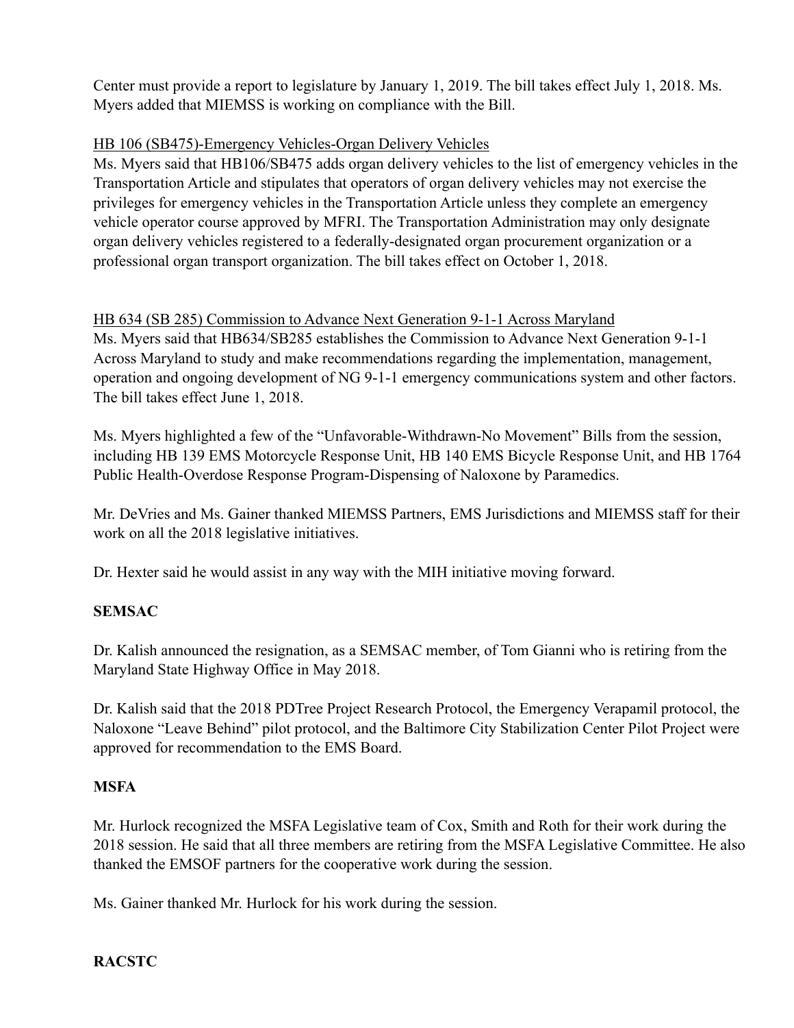Center must provide a report to legislature by January 1, 2019. The bill takes effect July 1, 2018. Ms. Myers added that MIEMSS is working on compliance with the Bill.

<u>HB 106 (SB475)-Emergency Vehicles-Organ Delivery Vehicles</u>

Ms. Myers said that HB106/SB475 adds organ delivery vehicles to the list of emergency vehicles in the Transportation Article and stipulates that operators of organ delivery vehicles may not exercise the privileges for emergency vehicles in the Transportation Article unless they complete an emergency vehicle operator course approved by MFRI. The Transportation Administration may only designate organ delivery vehicles registered to a federally-designated organ procurement organization or a professional organ transport organization. The bill takes effect on October 1, 2018.

<u>HB 634 (SB 285) Commission to Advance Next Generation 9-1-1 Across Maryland</u>

Ms. Myers said that HB634/SB285 establishes the Commission to Advance Next Generation 9-1-1 Across Maryland to study and make recommendations regarding the implementation, management, operation and ongoing development of NG 9-1-1 emergency communications system and other factors. The bill takes effect June 1, 2018.

Ms. Myers highlighted a few of the "Unfavorable-Withdrawn-No Movement" Bills from the session, including HB 139 EMS Motorcycle Response Unit, HB 140 EMS Bicycle Response Unit, and HB 1764 Public Health-Overdose Response Program-Dispensing of Naloxone by Paramedics.

Mr. DeVries and Ms. Gainer thanked MIEMSS Partners, EMS Jurisdictions and MIEMSS staff for their work on all the 2018 legislative initiatives.

Dr. Hexter said he would assist in any way with the MIH initiative moving forward.

**SEMSAC**

Dr. Kalish announced the resignation, as a SEMSAC member, of Tom Gianni who is retiring from the Maryland State Highway Office in May 2018.

Dr. Kalish said that the 2018 PDTree Project Research Protocol, the Emergency Verapamil protocol, the Naloxone "Leave Behind" pilot protocol, and the Baltimore City Stabilization Center Pilot Project were approved for recommendation to the EMS Board.

**MSFA**

Mr. Hurlock recognized the MSFA Legislative team of Cox, Smith and Roth for their work during the 2018 session. He said that all three members are retiring from the MSFA Legislative Committee. He also thanked the EMSOF partners for the cooperative work during the session.

Ms. Gainer thanked Mr. Hurlock for his work during the session.

**RACSTC**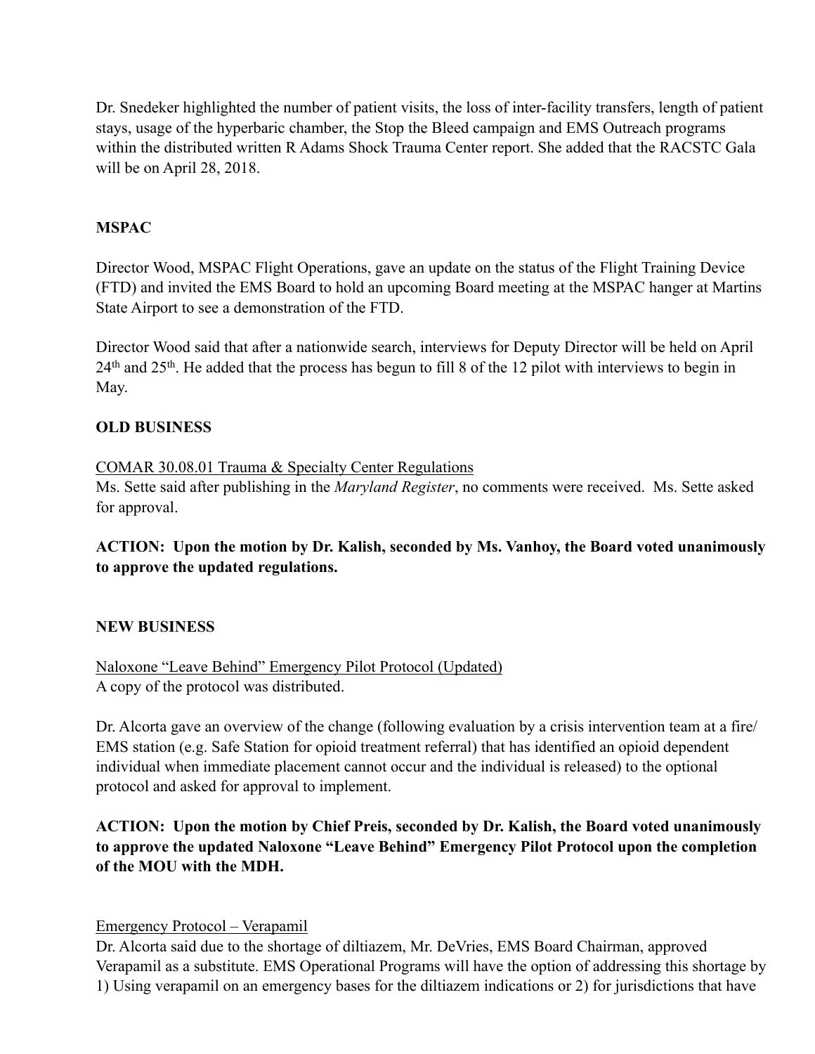Dr. Snedeker highlighted the number of patient visits, the loss of inter-facility transfers, length of patient stays, usage of the hyperbaric chamber, the Stop the Bleed campaign and EMS Outreach programs within the distributed written R Adams Shock Trauma Center report. She added that the RACSTC Gala will be on April 28, 2018.

**MSPAC**

Director Wood, MSPAC Flight Operations, gave an update on the status of the Flight Training Device (FTD) and invited the EMS Board to hold an upcoming Board meeting at the MSPAC hanger at Martins State Airport to see a demonstration of the FTD.

Director Wood said that after a nationwide search, interviews for Deputy Director will be held on April 24th and 25th. He added that the process has begun to fill 8 of the 12 pilot with interviews to begin in May.

**OLD BUSINESS**

COMAR 30.08.01 Trauma & Specialty Center Regulations
Ms. Sette said after publishing in the *Maryland Register*, no comments were received. Ms. Sette asked for approval.

**ACTION: Upon the motion by Dr. Kalish, seconded by Ms. Vanhoy, the Board voted unanimously to approve the updated regulations.**

**NEW BUSINESS**

Naloxone "Leave Behind" Emergency Pilot Protocol (Updated)
A copy of the protocol was distributed.

Dr. Alcorta gave an overview of the change (following evaluation by a crisis intervention team at a fire/EMS station (e.g. Safe Station for opioid treatment referral) that has identified an opioid dependent individual when immediate placement cannot occur and the individual is released) to the optional protocol and asked for approval to implement.

**ACTION: Upon the motion by Chief Preis, seconded by Dr. Kalish, the Board voted unanimously to approve the updated Naloxone "Leave Behind" Emergency Pilot Protocol upon the completion of the MOU with the MDH.**

Emergency Protocol – Verapamil
Dr. Alcorta said due to the shortage of diltiazem, Mr. DeVries, EMS Board Chairman, approved Verapamil as a substitute. EMS Operational Programs will have the option of addressing this shortage by 1) Using verapamil on an emergency bases for the diltiazem indications or 2) for jurisdictions that have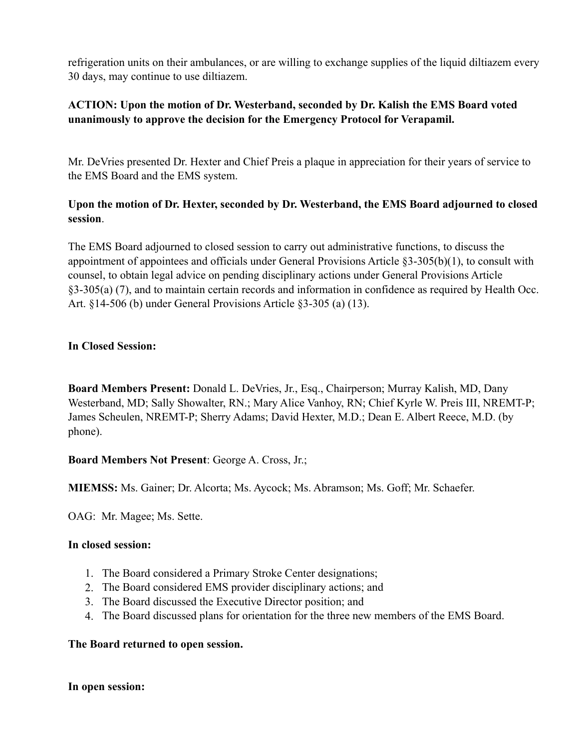refrigeration units on their ambulances, or are willing to exchange supplies of the liquid diltiazem every 30 days, may continue to use diltiazem.

**ACTION: Upon the motion of Dr. Westerband, seconded by Dr. Kalish the EMS Board voted unanimously to approve the decision for the Emergency Protocol for Verapamil.**

Mr. DeVries presented Dr. Hexter and Chief Preis a plaque in appreciation for their years of service to the EMS Board and the EMS system.

**Upon the motion of Dr. Hexter, seconded by Dr. Westerband, the EMS Board adjourned to closed session**.

The EMS Board adjourned to closed session to carry out administrative functions, to discuss the appointment of appointees and officials under General Provisions Article §3-305(b)(1), to consult with counsel, to obtain legal advice on pending disciplinary actions under General Provisions Article §3-305(a) (7), and to maintain certain records and information in confidence as required by Health Occ. Art. §14-506 (b) under General Provisions Article §3-305 (a) (13).

**In Closed Session:**

**Board Members Present:** Donald L. DeVries, Jr., Esq., Chairperson; Murray Kalish, MD, Dany Westerband, MD; Sally Showalter, RN.; Mary Alice Vanhoy, RN; Chief Kyrle W. Preis III, NREMT-P; James Scheulen, NREMT-P; Sherry Adams; David Hexter, M.D.; Dean E. Albert Reece, M.D. (by phone).

**Board Members Not Present**: George A. Cross, Jr.;

**MIEMSS:** Ms. Gainer; Dr. Alcorta; Ms. Aycock; Ms. Abramson; Ms. Goff; Mr. Schaefer.

OAG: Mr. Magee; Ms. Sette.

**In closed session:**

1. The Board considered a Primary Stroke Center designations;
2. The Board considered EMS provider disciplinary actions; and
3. The Board discussed the Executive Director position; and
4. The Board discussed plans for orientation for the three new members of the EMS Board.

**The Board returned to open session.**

**In open session:**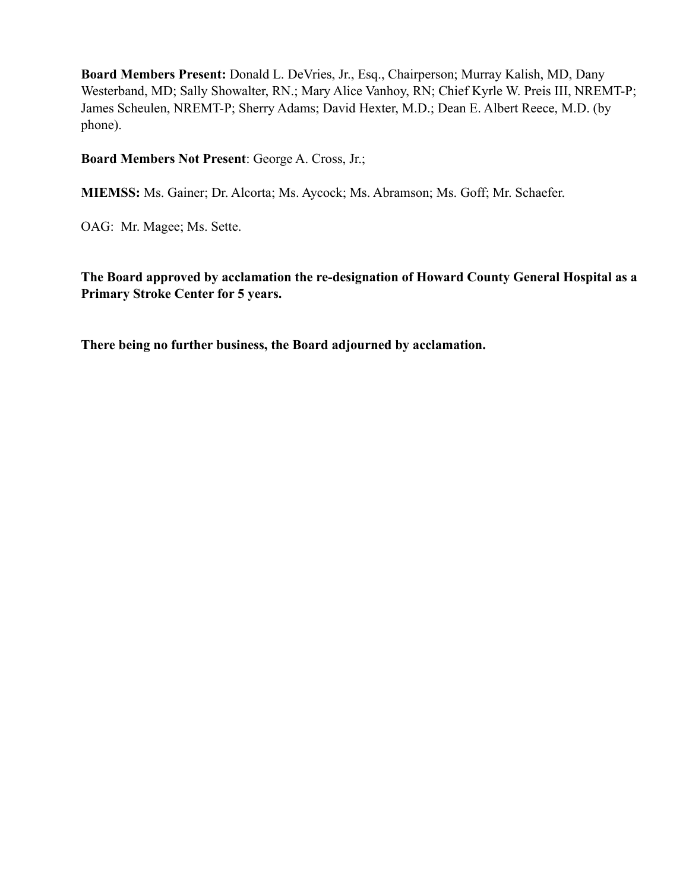**Board Members Present:** Donald L. DeVries, Jr., Esq., Chairperson; Murray Kalish, MD, Dany Westerband, MD; Sally Showalter, RN.; Mary Alice Vanhoy, RN; Chief Kyrle W. Preis III, NREMT-P; James Scheulen, NREMT-P; Sherry Adams; David Hexter, M.D.; Dean E. Albert Reece, M.D. (by phone).

**Board Members Not Present**: George A. Cross, Jr.;

**MIEMSS:** Ms. Gainer; Dr. Alcorta; Ms. Aycock; Ms. Abramson; Ms. Goff; Mr. Schaefer.

OAG: Mr. Magee; Ms. Sette.

**The Board approved by acclamation the re-designation of Howard County General Hospital as a Primary Stroke Center for 5 years.**

**There being no further business, the Board adjourned by acclamation.**